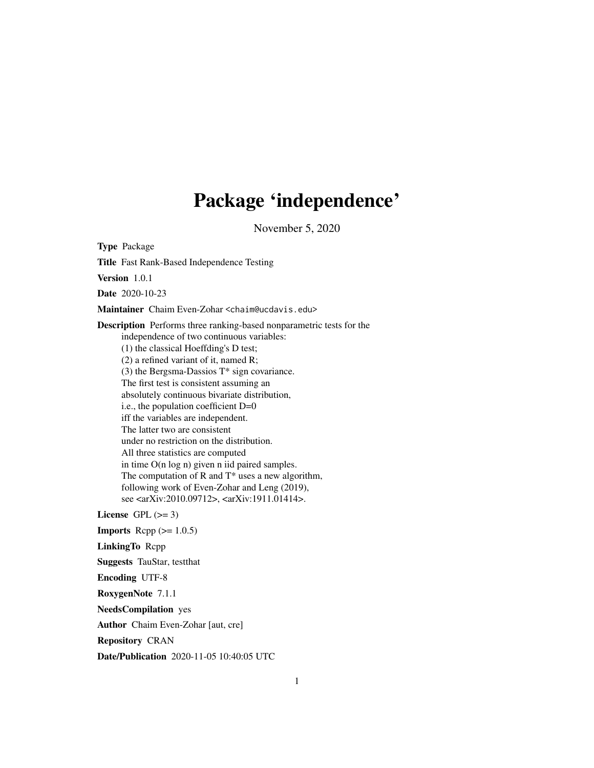# Package 'independence'

November 5, 2020

**Type** Package

**Title** Fast Rank-Based Independence Testing

**Version** 1.0.1

**Date** 2020-10-23

**Maintainer** Chaim Even-Zohar <chaim@ucdavis.edu>

**Description** Performs three ranking-based nonparametric tests for the independence of two continuous variables:
(1) the classical Hoeffding's D test;
(2) a refined variant of it, named R;
(3) the Bergsma-Dassios T* sign covariance.
The first test is consistent assuming an absolutely continuous bivariate distribution, i.e., the population coefficient D=0 iff the variables are independent.
The latter two are consistent under no restriction on the distribution.
All three statistics are computed in time O(n log n) given n iid paired samples.
The computation of R and T* uses a new algorithm, following work of Even-Zohar and Leng (2019), see <arXiv:2010.09712>, <arXiv:1911.01414>.

**License** GPL (>= 3)

**Imports** Rcpp (>= 1.0.5)

**LinkingTo** Rcpp

**Suggests** TauStar, testthat

**Encoding** UTF-8

**RoxygenNote** 7.1.1

**NeedsCompilation** yes

**Author** Chaim Even-Zohar [aut, cre]

**Repository** CRAN

**Date/Publication** 2020-11-05 10:40:05 UTC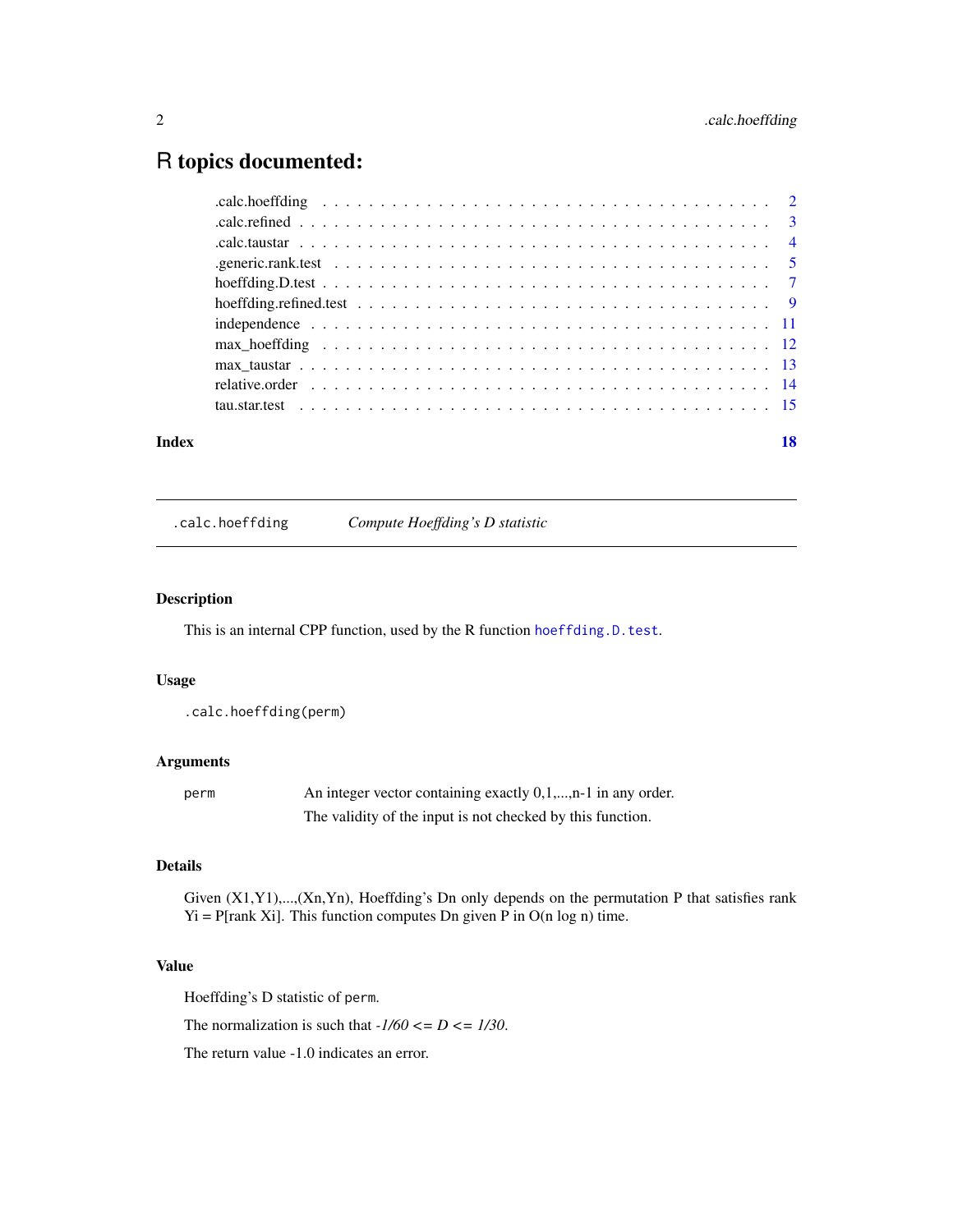# R topics documented:

| | |
|---|---|
| .calc.hoeffding | 2 |
| .calc.refined | 3 |
| .calc.taustar | 4 |
| .generic.rank.test | 5 |
| hoeffding.D.test | 7 |
| hoeffding.refined.test | 9 |
| independence | 11 |
| max_hoeffding | 12 |
| max_taustar | 13 |
| relative.order | 14 |
| tau.star.test | 15 |
| **Index** | **18** |

---

`.calc.hoeffding` *Compute Hoeffding's D statistic*

---

### Description

This is an internal CPP function, used by the R function `hoeffding.D.test`.

### Usage

```
.calc.hoeffding(perm)
```

### Arguments

| | |
|---|---|
| `perm` | An integer vector containing exactly 0,1,...,n-1 in any order. The validity of the input is not checked by this function. |

### Details

Given (X1,Y1),...,(Xn,Yn), Hoeffding's Dn only depends on the permutation P that satisfies rank Yi = P[rank Xi]. This function computes Dn given P in O(n log n) time.

### Value

Hoeffding's D statistic of `perm`.

The normalization is such that $-1/60 <= D <= 1/30$.

The return value -1.0 indicates an error.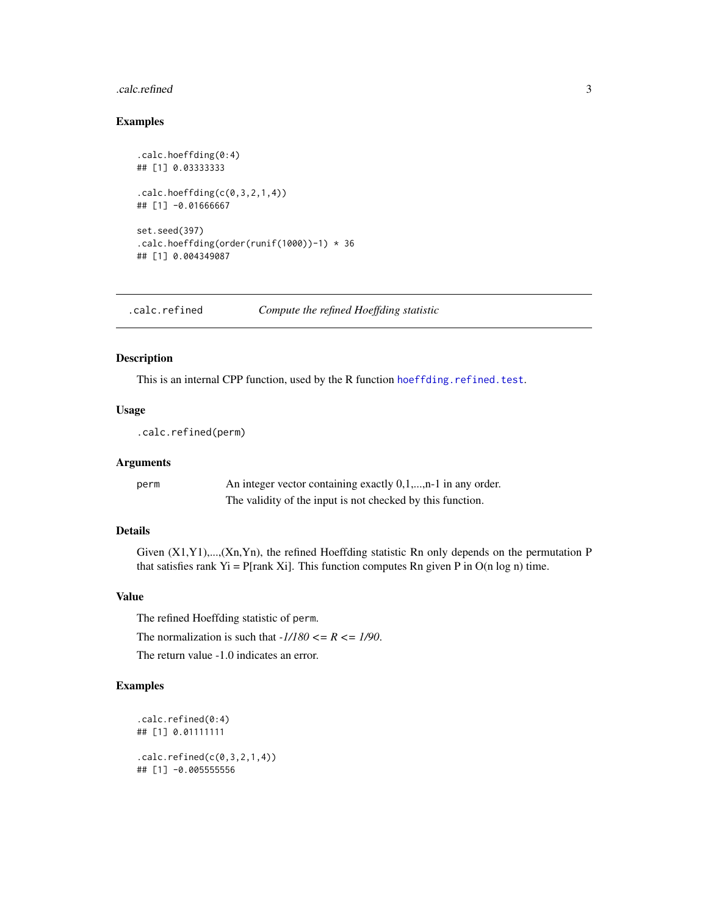### Examples

```
.calc.hoeffding(0:4)
## [1] 0.03333333

.calc.hoeffding(c(0,3,2,1,4))
## [1] -0.01666667

set.seed(397)
.calc.hoeffding(order(runif(1000))-1) * 36
## [1] 0.004349087
```

---

## .calc.refined — *Compute the refined Hoeffding statistic*

### Description

This is an internal CPP function, used by the R function hoeffding.refined.test.

### Usage

```
.calc.refined(perm)
```

### Arguments

| | |
|---|---|
| perm | An integer vector containing exactly 0,1,...,n-1 in any order. The validity of the input is not checked by this function. |

### Details

Given (X1,Y1),...,(Xn,Yn), the refined Hoeffding statistic Rn only depends on the permutation P that satisfies rank Yi = P[rank Xi]. This function computes Rn given P in O(n log n) time.

### Value

The refined Hoeffding statistic of `perm`.

The normalization is such that *-1/180 <= R <= 1/90*.

The return value -1.0 indicates an error.

### Examples

```
.calc.refined(0:4)
## [1] 0.01111111

.calc.refined(c(0,3,2,1,4))
## [1] -0.005555556
```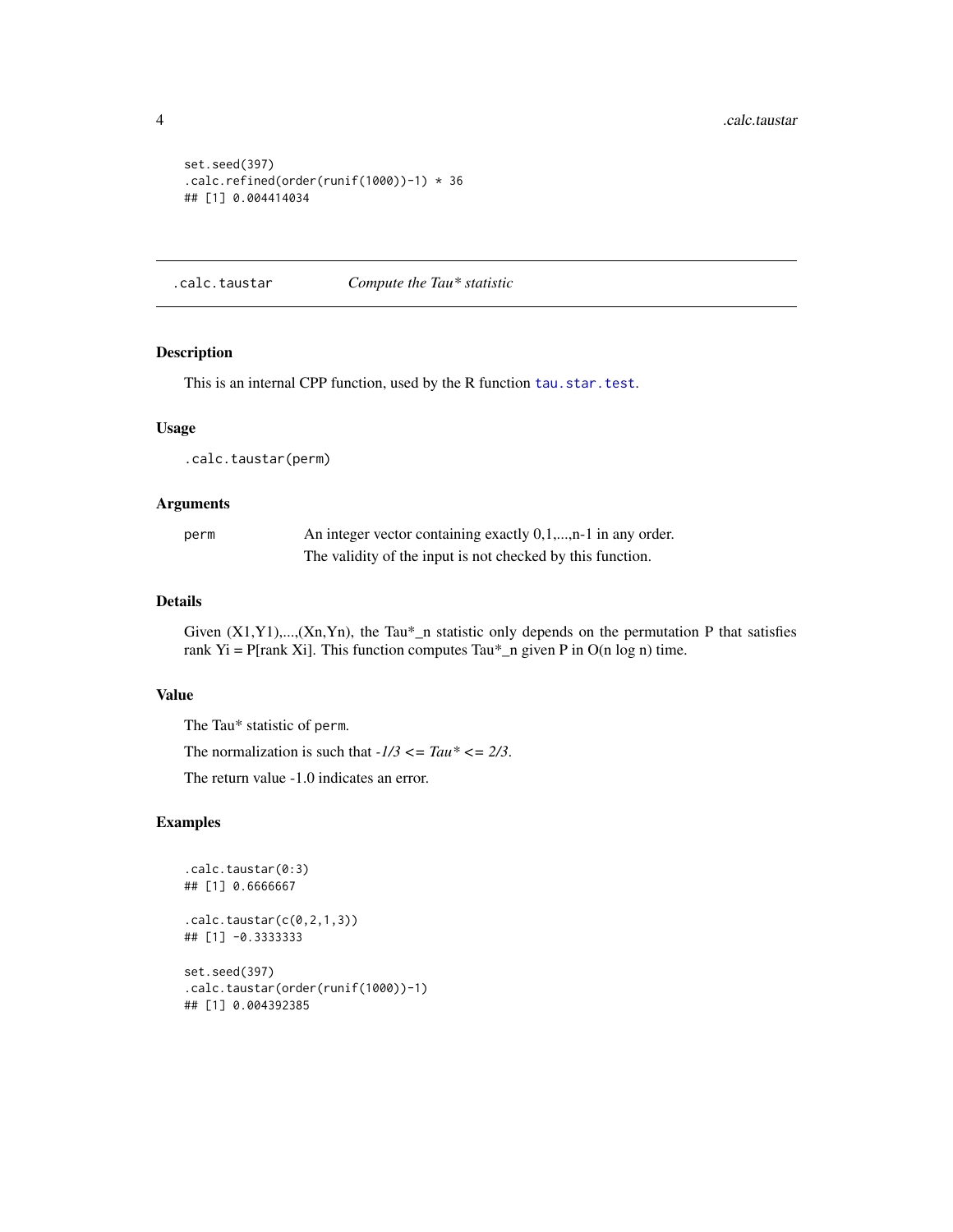```
set.seed(397)
.calc.refined(order(runif(1000))-1) * 36
## [1] 0.004414034
```

## .calc.taustar — *Compute the Tau* statistic*

### Description

This is an internal CPP function, used by the R function tau.star.test.

### Usage

```
.calc.taustar(perm)
```

### Arguments

| | |
|---|---|
| perm | An integer vector containing exactly 0,1,...,n-1 in any order. The validity of the input is not checked by this function. |

### Details

Given (X1,Y1),...,(Xn,Yn), the Tau*_n statistic only depends on the permutation P that satisfies rank Yi = P[rank Xi]. This function computes Tau*_n given P in O(n log n) time.

### Value

The Tau* statistic of perm.

The normalization is such that *-1/3 <= Tau* <= 2/3*.

The return value -1.0 indicates an error.

### Examples

```
.calc.taustar(0:3)
## [1] 0.6666667

.calc.taustar(c(0,2,1,3))
## [1] -0.3333333

set.seed(397)
.calc.taustar(order(runif(1000))-1)
## [1] 0.004392385
```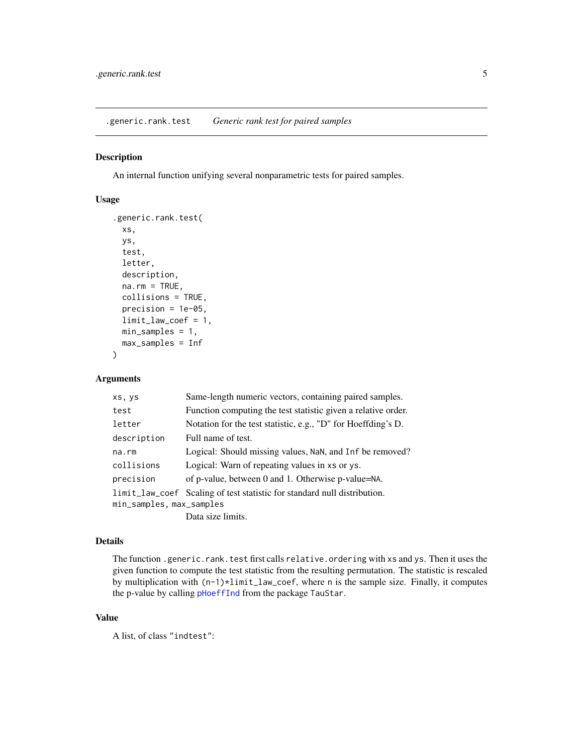`.generic.rank.test` &nbsp;&nbsp;&nbsp; *Generic rank test for paired samples*

## Description

An internal function unifying several nonparametric tests for paired samples.

## Usage

```
.generic.rank.test(
  xs,
  ys,
  test,
  letter,
  description,
  na.rm = TRUE,
  collisions = TRUE,
  precision = 1e-05,
  limit_law_coef = 1,
  min_samples = 1,
  max_samples = Inf
)
```

## Arguments

| Argument | Description |
|---|---|
| `xs, ys` | Same-length numeric vectors, containing paired samples. |
| `test` | Function computing the test statistic given a relative order. |
| `letter` | Notation for the test statistic, e.g., "D" for Hoeffding's D. |
| `description` | Full name of test. |
| `na.rm` | Logical: Should missing values, `NaN`, and `Inf` be removed? |
| `collisions` | Logical: Warn of repeating values in `xs` or `ys`. |
| `precision` | of p-value, between 0 and 1. Otherwise p-value=`NA`. |
| `limit_law_coef` | Scaling of test statistic for standard null distribution. |
| `min_samples, max_samples` | Data size limits. |

## Details

The function `.generic.rank.test` first calls `relative.ordering` with `xs` and `ys`. Then it uses the given function to compute the test statistic from the resulting permutation. The statistic is rescaled by multiplication with `(n-1)*limit_law_coef`, where `n` is the sample size. Finally, it computes the p-value by calling `pHoeffInd` from the package `TauStar`.

## Value

A list, of class `"indtest"`: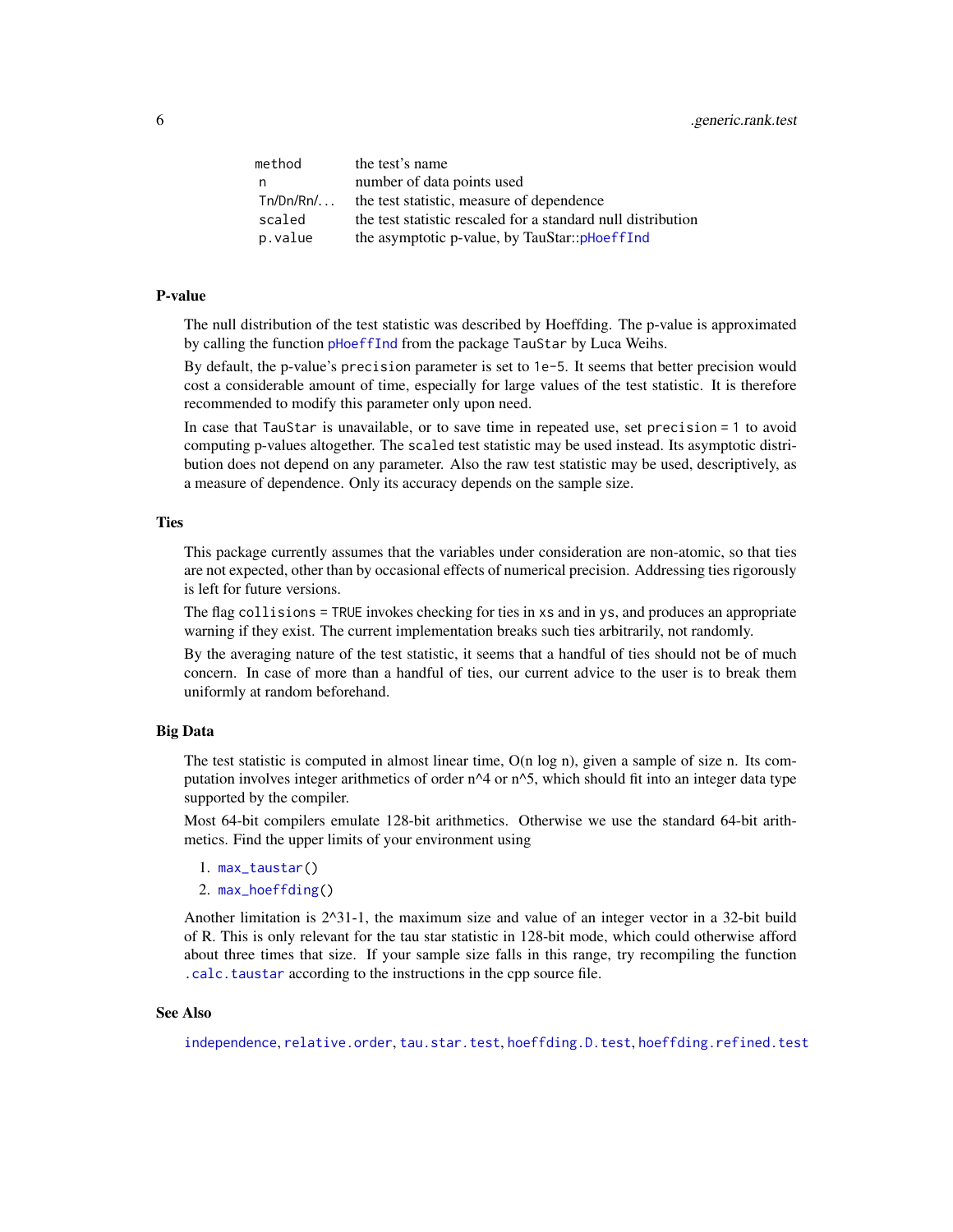| | |
|---|---|
| method | the test's name |
| n | number of data points used |
| Tn/Dn/Rn/... | the test statistic, measure of dependence |
| scaled | the test statistic rescaled for a standard null distribution |
| p.value | the asymptotic p-value, by TauStar::pHoeffInd |

## P-value

The null distribution of the test statistic was described by Hoeffding. The p-value is approximated by calling the function pHoeffInd from the package TauStar by Luca Weihs.

By default, the p-value's precision parameter is set to 1e-5. It seems that better precision would cost a considerable amount of time, especially for large values of the test statistic. It is therefore recommended to modify this parameter only upon need.

In case that TauStar is unavailable, or to save time in repeated use, set precision = 1 to avoid computing p-values altogether. The scaled test statistic may be used instead. Its asymptotic distribution does not depend on any parameter. Also the raw test statistic may be used, descriptively, as a measure of dependence. Only its accuracy depends on the sample size.

## Ties

This package currently assumes that the variables under consideration are non-atomic, so that ties are not expected, other than by occasional effects of numerical precision. Addressing ties rigorously is left for future versions.

The flag collisions = TRUE invokes checking for ties in xs and in ys, and produces an appropriate warning if they exist. The current implementation breaks such ties arbitrarily, not randomly.

By the averaging nature of the test statistic, it seems that a handful of ties should not be of much concern. In case of more than a handful of ties, our current advice to the user is to break them uniformly at random beforehand.

## Big Data

The test statistic is computed in almost linear time, O(n log n), given a sample of size n. Its computation involves integer arithmetics of order n^4 or n^5, which should fit into an integer data type supported by the compiler.

Most 64-bit compilers emulate 128-bit arithmetics. Otherwise we use the standard 64-bit arithmetics. Find the upper limits of your environment using

1. max_taustar()
2. max_hoeffding()

Another limitation is 2^31-1, the maximum size and value of an integer vector in a 32-bit build of R. This is only relevant for the tau star statistic in 128-bit mode, which could otherwise afford about three times that size. If your sample size falls in this range, try recompiling the function .calc.taustar according to the instructions in the cpp source file.

## See Also

independence, relative.order, tau.star.test, hoeffding.D.test, hoeffding.refined.test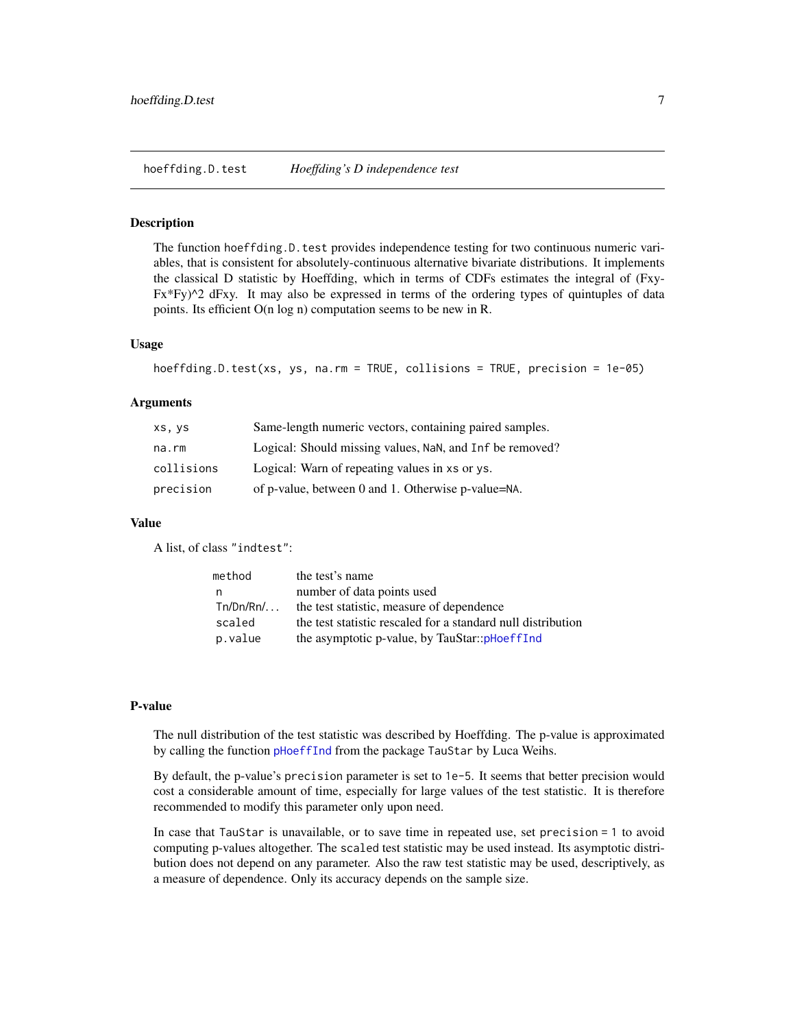## hoeffding.D.test — *Hoeffding's D independence test*

### Description

The function `hoeffding.D.test` provides independence testing for two continuous numeric variables, that is consistent for absolutely-continuous alternative bivariate distributions. It implements the classical D statistic by Hoeffding, which in terms of CDFs estimates the integral of (Fxy-Fx*Fy)^2 dFxy. It may also be expressed in terms of the ordering types of quintuples of data points. Its efficient O(n log n) computation seems to be new in R.

### Usage

```
hoeffding.D.test(xs, ys, na.rm = TRUE, collisions = TRUE, precision = 1e-05)
```

### Arguments

| | |
|---|---|
| `xs, ys` | Same-length numeric vectors, containing paired samples. |
| `na.rm` | Logical: Should missing values, `NaN`, and `Inf` be removed? |
| `collisions` | Logical: Warn of repeating values in `xs` or `ys`. |
| `precision` | of p-value, between 0 and 1. Otherwise p-value=`NA`. |

### Value

A list, of class `"indtest"`:

| | |
|---|---|
| `method` | the test's name |
| `n` | number of data points used |
| `Tn/Dn/Rn/...` | the test statistic, measure of dependence |
| `scaled` | the test statistic rescaled for a standard null distribution |
| `p.value` | the asymptotic p-value, by TauStar::`pHoeffInd` |

### P-value

The null distribution of the test statistic was described by Hoeffding. The p-value is approximated by calling the function `pHoeffInd` from the package `TauStar` by Luca Weihs.

By default, the p-value's `precision` parameter is set to `1e-5`. It seems that better precision would cost a considerable amount of time, especially for large values of the test statistic. It is therefore recommended to modify this parameter only upon need.

In case that `TauStar` is unavailable, or to save time in repeated use, set `precision = 1` to avoid computing p-values altogether. The `scaled` test statistic may be used instead. Its asymptotic distribution does not depend on any parameter. Also the raw test statistic may be used, descriptively, as a measure of dependence. Only its accuracy depends on the sample size.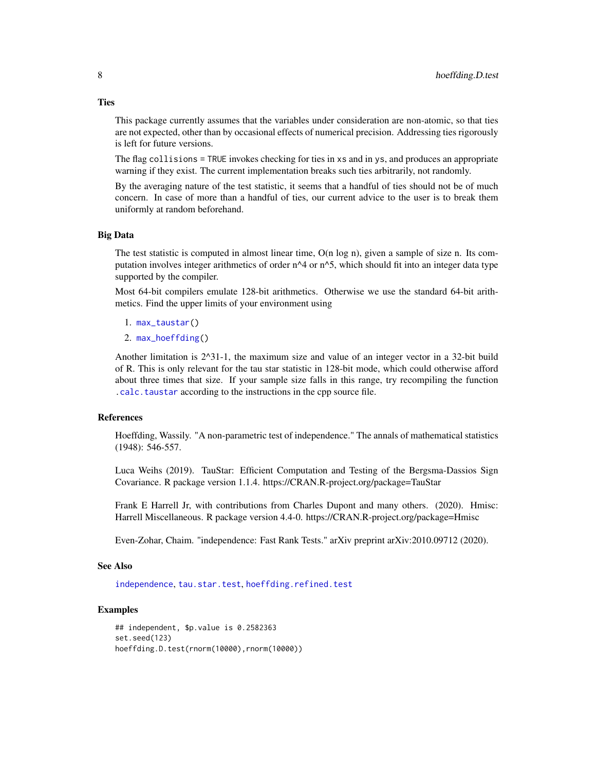### Ties

This package currently assumes that the variables under consideration are non-atomic, so that ties are not expected, other than by occasional effects of numerical precision. Addressing ties rigorously is left for future versions.

The flag `collisions = TRUE` invokes checking for ties in `xs` and in `ys`, and produces an appropriate warning if they exist. The current implementation breaks such ties arbitrarily, not randomly.

By the averaging nature of the test statistic, it seems that a handful of ties should not be of much concern. In case of more than a handful of ties, our current advice to the user is to break them uniformly at random beforehand.

### Big Data

The test statistic is computed in almost linear time, O(n log n), given a sample of size n. Its computation involves integer arithmetics of order n^4 or n^5, which should fit into an integer data type supported by the compiler.

Most 64-bit compilers emulate 128-bit arithmetics. Otherwise we use the standard 64-bit arithmetics. Find the upper limits of your environment using

1. `max_taustar()`
2. `max_hoeffding()`

Another limitation is 2^31-1, the maximum size and value of an integer vector in a 32-bit build of R. This is only relevant for the tau star statistic in 128-bit mode, which could otherwise afford about three times that size. If your sample size falls in this range, try recompiling the function `.calc.taustar` according to the instructions in the cpp source file.

### References

Hoeffding, Wassily. "A non-parametric test of independence." The annals of mathematical statistics (1948): 546-557.

Luca Weihs (2019). TauStar: Efficient Computation and Testing of the Bergsma-Dassios Sign Covariance. R package version 1.1.4. https://CRAN.R-project.org/package=TauStar

Frank E Harrell Jr, with contributions from Charles Dupont and many others. (2020). Hmisc: Harrell Miscellaneous. R package version 4.4-0. https://CRAN.R-project.org/package=Hmisc

Even-Zohar, Chaim. "independence: Fast Rank Tests." arXiv preprint arXiv:2010.09712 (2020).

### See Also

`independence`, `tau.star.test`, `hoeffding.refined.test`

### Examples

```
## independent, $p.value is 0.2582363
set.seed(123)
hoeffding.D.test(rnorm(10000),rnorm(10000))
```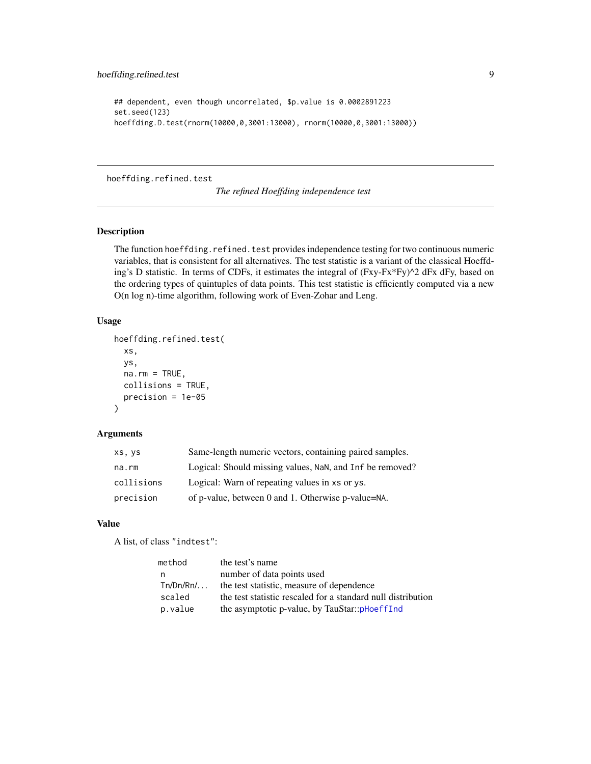```
## dependent, even though uncorrelated, $p.value is 0.0002891223
set.seed(123)
hoeffding.D.test(rnorm(10000,0,3001:13000), rnorm(10000,0,3001:13000))
```

---

## hoeffding.refined.test — *The refined Hoeffding independence test*

---

### Description

The function `hoeffding.refined.test` provides independence testing for two continuous numeric variables, that is consistent for all alternatives. The test statistic is a variant of the classical Hoeffding's D statistic. In terms of CDFs, it estimates the integral of (Fxy-Fx*Fy)^2 dFx dFy, based on the ordering types of quintuples of data points. This test statistic is efficiently computed via a new O(n log n)-time algorithm, following work of Even-Zohar and Leng.

### Usage

```
hoeffding.refined.test(
  xs,
  ys,
  na.rm = TRUE,
  collisions = TRUE,
  precision = 1e-05
)
```

### Arguments

| | |
|---|---|
| `xs, ys` | Same-length numeric vectors, containing paired samples. |
| `na.rm` | Logical: Should missing values, `NaN`, and `Inf` be removed? |
| `collisions` | Logical: Warn of repeating values in `xs` or `ys`. |
| `precision` | of p-value, between 0 and 1. Otherwise p-value=`NA`. |

### Value

A list, of class `"indtest"`:

| | |
|---|---|
| `method` | the test's name |
| `n` | number of data points used |
| `Tn/Dn/Rn/...` | the test statistic, measure of dependence |
| `scaled` | the test statistic rescaled for a standard null distribution |
| `p.value` | the asymptotic p-value, by TauStar::`pHoeffInd` |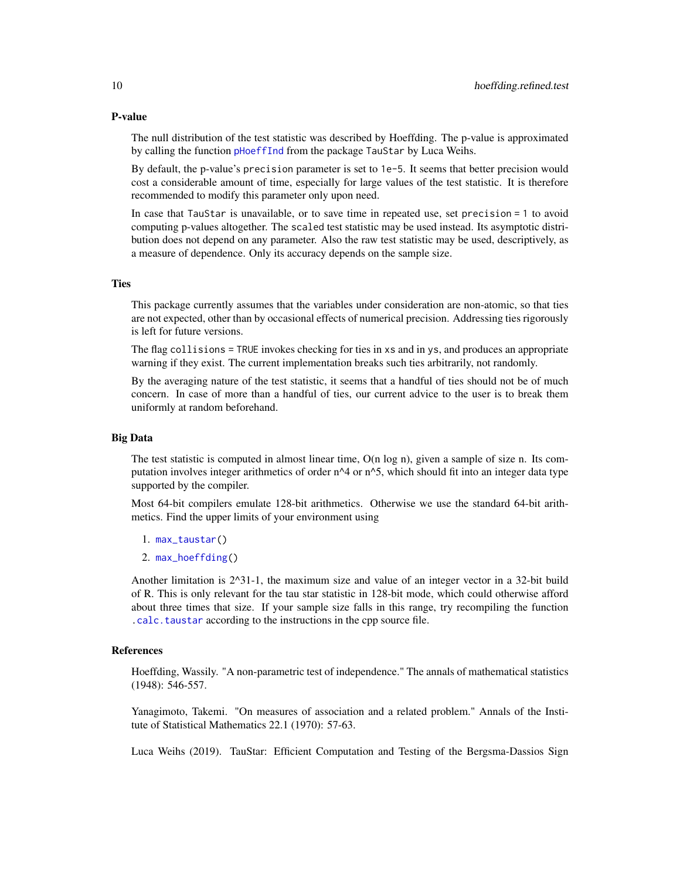### P-value

The null distribution of the test statistic was described by Hoeffding. The p-value is approximated by calling the function `pHoeffInd` from the package `TauStar` by Luca Weihs.

By default, the p-value's `precision` parameter is set to `1e-5`. It seems that better precision would cost a considerable amount of time, especially for large values of the test statistic. It is therefore recommended to modify this parameter only upon need.

In case that `TauStar` is unavailable, or to save time in repeated use, set `precision = 1` to avoid computing p-values altogether. The `scaled` test statistic may be used instead. Its asymptotic distribution does not depend on any parameter. Also the raw test statistic may be used, descriptively, as a measure of dependence. Only its accuracy depends on the sample size.

### Ties

This package currently assumes that the variables under consideration are non-atomic, so that ties are not expected, other than by occasional effects of numerical precision. Addressing ties rigorously is left for future versions.

The flag `collisions = TRUE` invokes checking for ties in `xs` and in `ys`, and produces an appropriate warning if they exist. The current implementation breaks such ties arbitrarily, not randomly.

By the averaging nature of the test statistic, it seems that a handful of ties should not be of much concern. In case of more than a handful of ties, our current advice to the user is to break them uniformly at random beforehand.

### Big Data

The test statistic is computed in almost linear time, O(n log n), given a sample of size n. Its computation involves integer arithmetics of order n^4 or n^5, which should fit into an integer data type supported by the compiler.

Most 64-bit compilers emulate 128-bit arithmetics. Otherwise we use the standard 64-bit arithmetics. Find the upper limits of your environment using

1. `max_taustar()`
2. `max_hoeffding()`

Another limitation is 2^31-1, the maximum size and value of an integer vector in a 32-bit build of R. This is only relevant for the tau star statistic in 128-bit mode, which could otherwise afford about three times that size. If your sample size falls in this range, try recompiling the function `.calc.taustar` according to the instructions in the cpp source file.

### References

Hoeffding, Wassily. "A non-parametric test of independence." The annals of mathematical statistics (1948): 546-557.

Yanagimoto, Takemi. "On measures of association and a related problem." Annals of the Institute of Statistical Mathematics 22.1 (1970): 57-63.

Luca Weihs (2019). TauStar: Efficient Computation and Testing of the Bergsma-Dassios Sign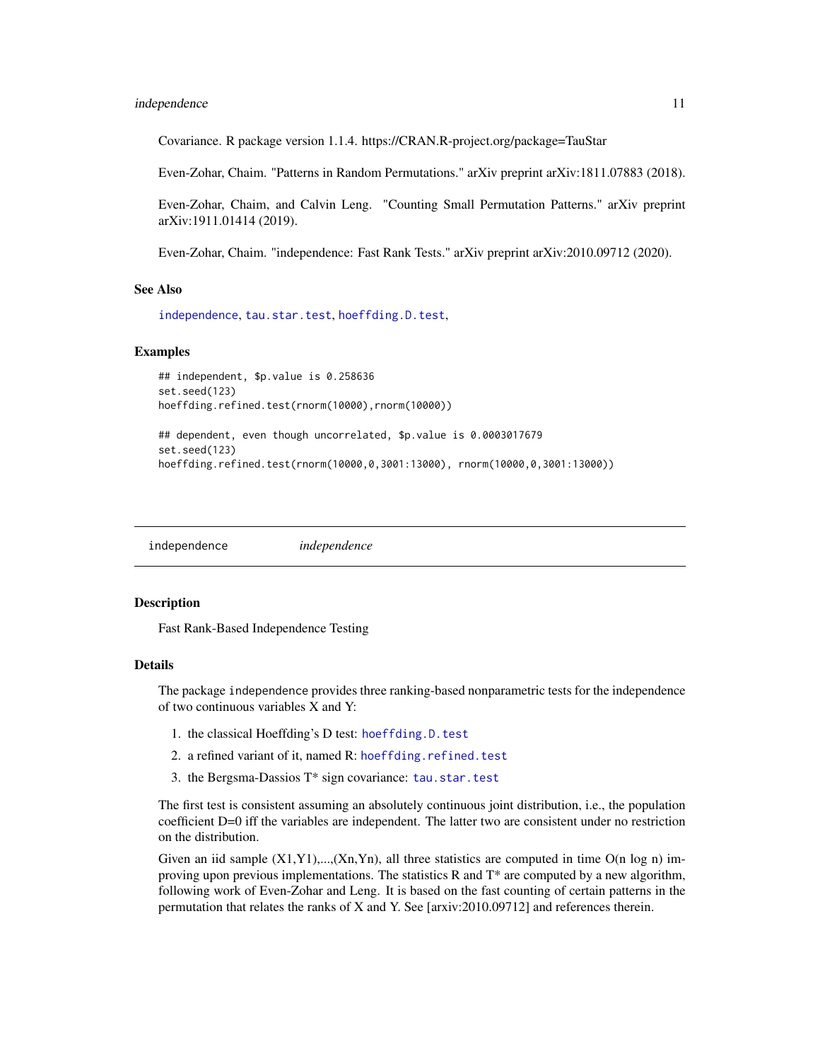Covariance. R package version 1.1.4. https://CRAN.R-project.org/package=TauStar

Even-Zohar, Chaim. "Patterns in Random Permutations." arXiv preprint arXiv:1811.07883 (2018).

Even-Zohar, Chaim, and Calvin Leng. "Counting Small Permutation Patterns." arXiv preprint arXiv:1911.01414 (2019).

Even-Zohar, Chaim. "independence: Fast Rank Tests." arXiv preprint arXiv:2010.09712 (2020).

### See Also

independence, tau.star.test, hoeffding.D.test,

### Examples

```
## independent, $p.value is 0.258636
set.seed(123)
hoeffding.refined.test(rnorm(10000),rnorm(10000))

## dependent, even though uncorrelated, $p.value is 0.0003017679
set.seed(123)
hoeffding.refined.test(rnorm(10000,0,3001:13000), rnorm(10000,0,3001:13000))
```

---

## independence *independence*

### Description

Fast Rank-Based Independence Testing

### Details

The package independence provides three ranking-based nonparametric tests for the independence of two continuous variables X and Y:

1. the classical Hoeffding's D test: hoeffding.D.test
2. a refined variant of it, named R: hoeffding.refined.test
3. the Bergsma-Dassios T* sign covariance: tau.star.test

The first test is consistent assuming an absolutely continuous joint distribution, i.e., the population coefficient D=0 iff the variables are independent. The latter two are consistent under no restriction on the distribution.

Given an iid sample (X1,Y1),...,(Xn,Yn), all three statistics are computed in time O(n log n) improving upon previous implementations. The statistics R and T* are computed by a new algorithm, following work of Even-Zohar and Leng. It is based on the fast counting of certain patterns in the permutation that relates the ranks of X and Y. See [arxiv:2010.09712] and references therein.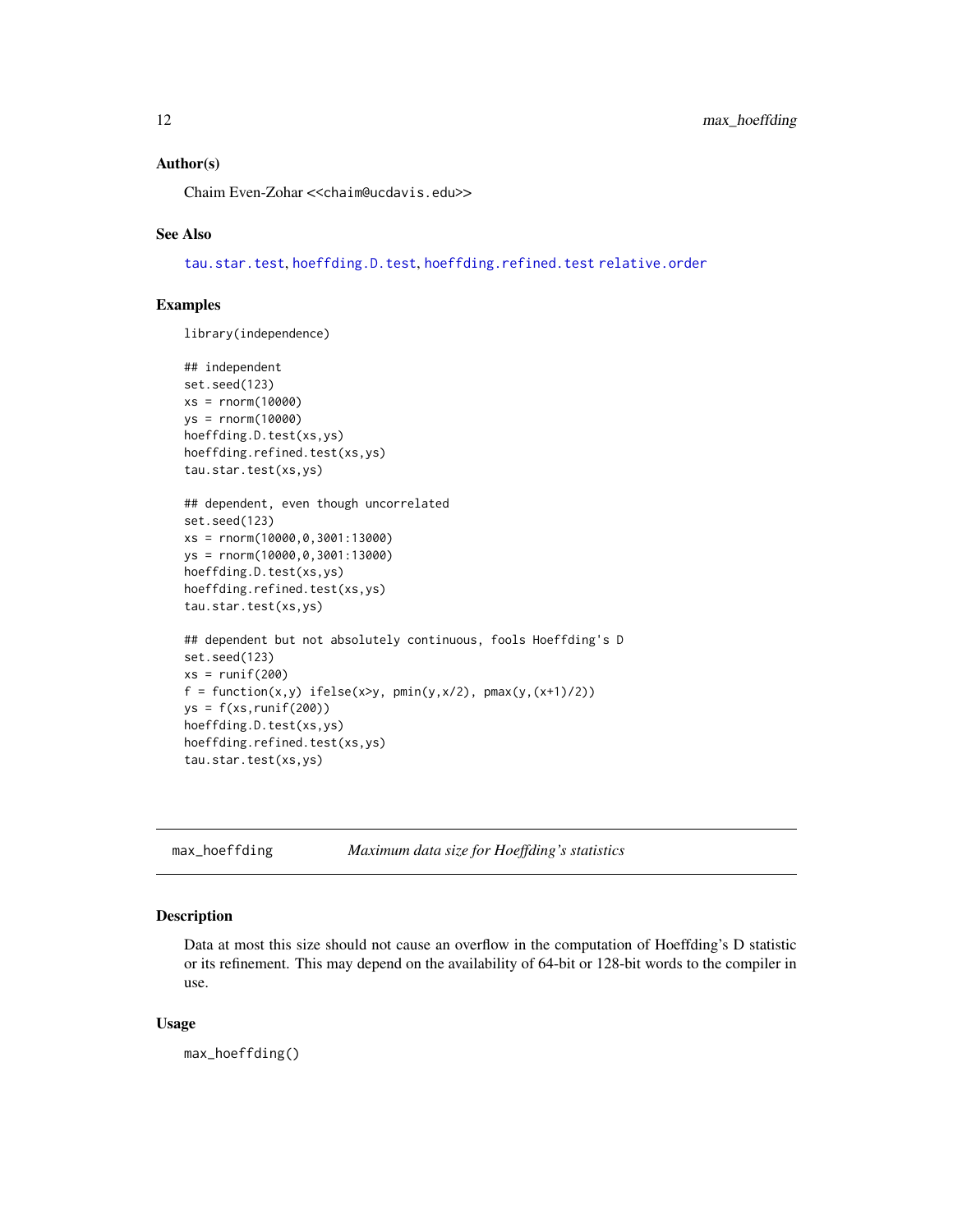### Author(s)

Chaim Even-Zohar <<chaim@ucdavis.edu>>

### See Also

tau.star.test, hoeffding.D.test, hoeffding.refined.test relative.order

### Examples

```
library(independence)

## independent
set.seed(123)
xs = rnorm(10000)
ys = rnorm(10000)
hoeffding.D.test(xs,ys)
hoeffding.refined.test(xs,ys)
tau.star.test(xs,ys)

## dependent, even though uncorrelated
set.seed(123)
xs = rnorm(10000,0,3001:13000)
ys = rnorm(10000,0,3001:13000)
hoeffding.D.test(xs,ys)
hoeffding.refined.test(xs,ys)
tau.star.test(xs,ys)

## dependent but not absolutely continuous, fools Hoeffding's D
set.seed(123)
xs = runif(200)
f = function(x,y) ifelse(x>y, pmin(y,x/2), pmax(y,(x+1)/2))
ys = f(xs,runif(200))
hoeffding.D.test(xs,ys)
hoeffding.refined.test(xs,ys)
tau.star.test(xs,ys)
```

---

## max_hoeffding — *Maximum data size for Hoeffding's statistics*

### Description

Data at most this size should not cause an overflow in the computation of Hoeffding's D statistic or its refinement. This may depend on the availability of 64-bit or 128-bit words to the compiler in use.

### Usage

```
max_hoeffding()
```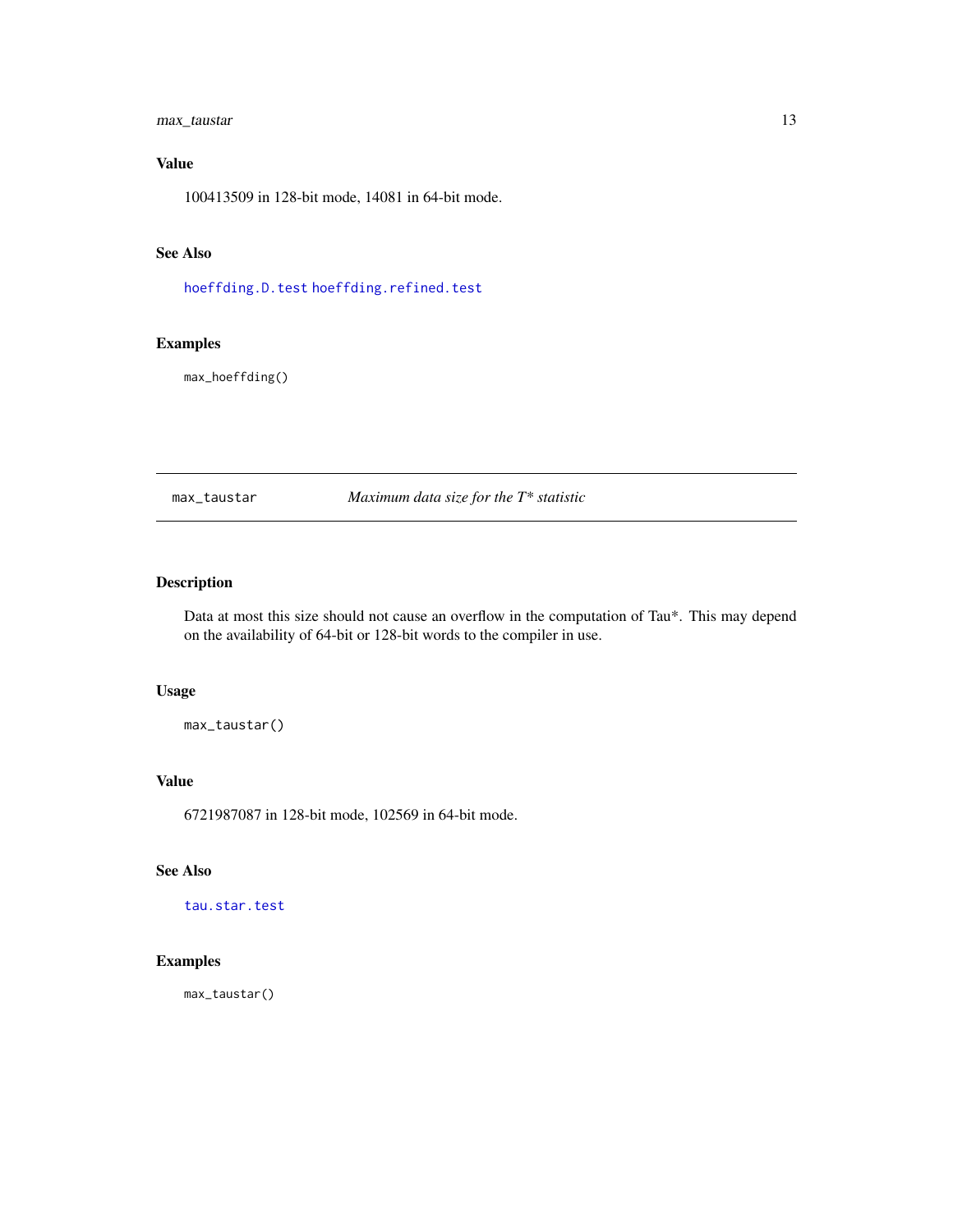### Value

100413509 in 128-bit mode, 14081 in 64-bit mode.

### See Also

hoeffding.D.test hoeffding.refined.test

### Examples

```
max_hoeffding()
```

---

## max_taustar    *Maximum data size for the T* statistic*

---

### Description

Data at most this size should not cause an overflow in the computation of Tau*. This may depend on the availability of 64-bit or 128-bit words to the compiler in use.

### Usage

```
max_taustar()
```

### Value

6721987087 in 128-bit mode, 102569 in 64-bit mode.

### See Also

tau.star.test

### Examples

```
max_taustar()
```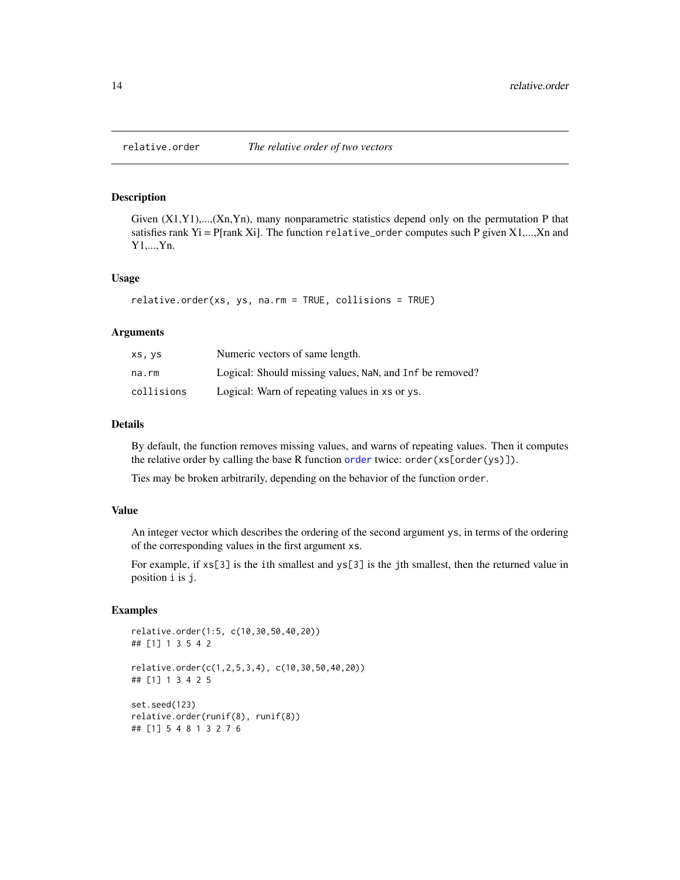# relative.order *The relative order of two vectors*

## Description

Given (X1,Y1),...,(Xn,Yn), many nonparametric statistics depend only on the permutation P that satisfies rank Yi = P[rank Xi]. The function `relative_order` computes such P given X1,...,Xn and Y1,...,Yn.

## Usage

```
relative.order(xs, ys, na.rm = TRUE, collisions = TRUE)
```

## Arguments

| | |
|---|---|
| `xs, ys` | Numeric vectors of same length. |
| `na.rm` | Logical: Should missing values, `NaN`, and `Inf` be removed? |
| `collisions` | Logical: Warn of repeating values in `xs` or `ys`. |

## Details

By default, the function removes missing values, and warns of repeating values. Then it computes the relative order by calling the base R function `order` twice: `order(xs[order(ys)])`.

Ties may be broken arbitrarily, depending on the behavior of the function `order`.

## Value

An integer vector which describes the ordering of the second argument `ys`, in terms of the ordering of the corresponding values in the first argument `xs`.

For example, if `xs[3]` is the `i`th smallest and `ys[3]` is the `j`th smallest, then the returned value in position `i` is `j`.

## Examples

```
relative.order(1:5, c(10,30,50,40,20))
## [1] 1 3 5 4 2

relative.order(c(1,2,5,3,4), c(10,30,50,40,20))
## [1] 1 3 4 2 5

set.seed(123)
relative.order(runif(8), runif(8))
## [1] 5 4 8 1 3 2 7 6
```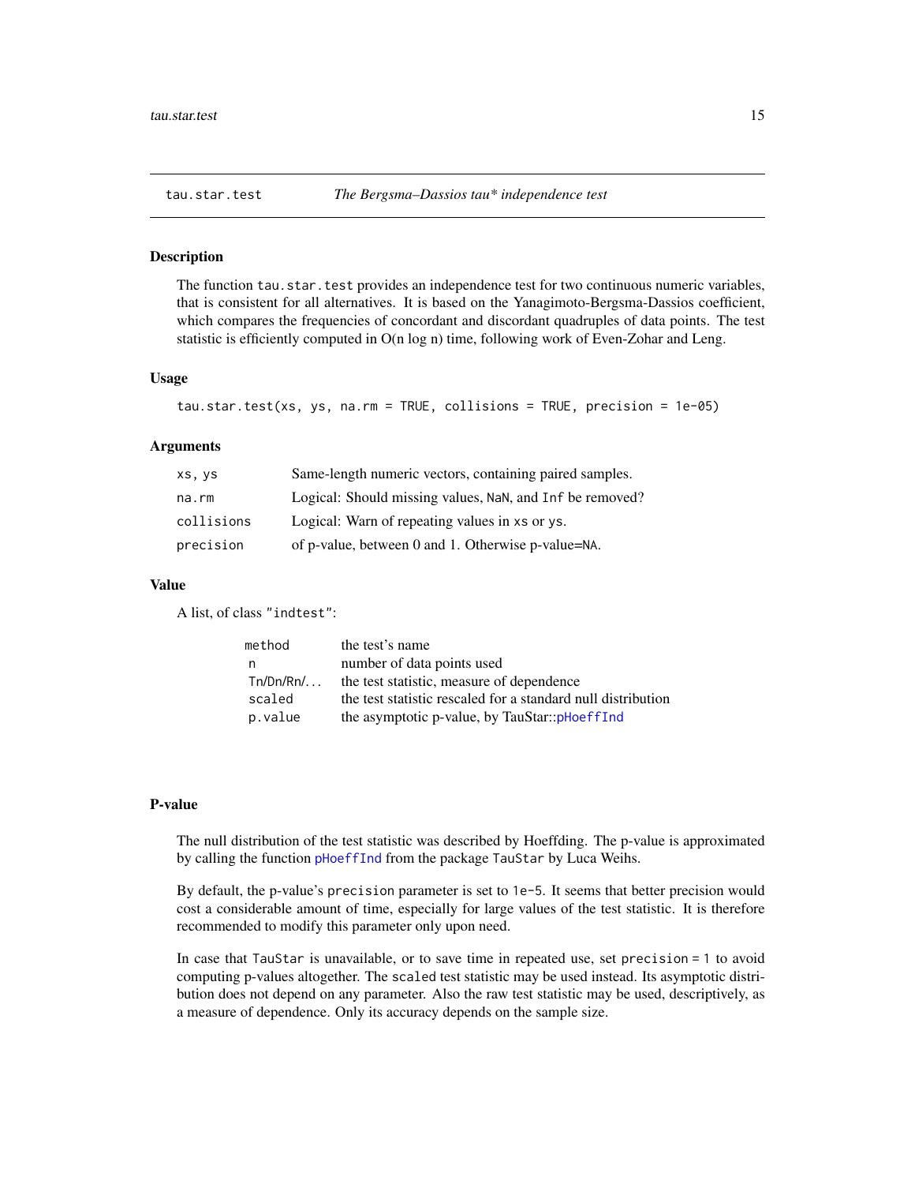# tau.star.test *The Bergsma–Dassios tau\* independence test*

## Description

The function `tau.star.test` provides an independence test for two continuous numeric variables, that is consistent for all alternatives. It is based on the Yanagimoto-Bergsma-Dassios coefficient, which compares the frequencies of concordant and discordant quadruples of data points. The test statistic is efficiently computed in O(n log n) time, following work of Even-Zohar and Leng.

## Usage

```
tau.star.test(xs, ys, na.rm = TRUE, collisions = TRUE, precision = 1e-05)
```

## Arguments

| | |
|---|---|
| `xs, ys` | Same-length numeric vectors, containing paired samples. |
| `na.rm` | Logical: Should missing values, `NaN`, and `Inf` be removed? |
| `collisions` | Logical: Warn of repeating values in `xs` or `ys`. |
| `precision` | of p-value, between 0 and 1. Otherwise p-value=`NA`. |

## Value

A list, of class `"indtest"`:

| | |
|---|---|
| `method` | the test's name |
| `n` | number of data points used |
| `Tn/Dn/Rn/...` | the test statistic, measure of dependence |
| `scaled` | the test statistic rescaled for a standard null distribution |
| `p.value` | the asymptotic p-value, by TauStar::`pHoeffInd` |

## P-value

The null distribution of the test statistic was described by Hoeffding. The p-value is approximated by calling the function `pHoeffInd` from the package `TauStar` by Luca Weihs.

By default, the p-value's `precision` parameter is set to `1e-5`. It seems that better precision would cost a considerable amount of time, especially for large values of the test statistic. It is therefore recommended to modify this parameter only upon need.

In case that `TauStar` is unavailable, or to save time in repeated use, set `precision = 1` to avoid computing p-values altogether. The `scaled` test statistic may be used instead. Its asymptotic distribution does not depend on any parameter. Also the raw test statistic may be used, descriptively, as a measure of dependence. Only its accuracy depends on the sample size.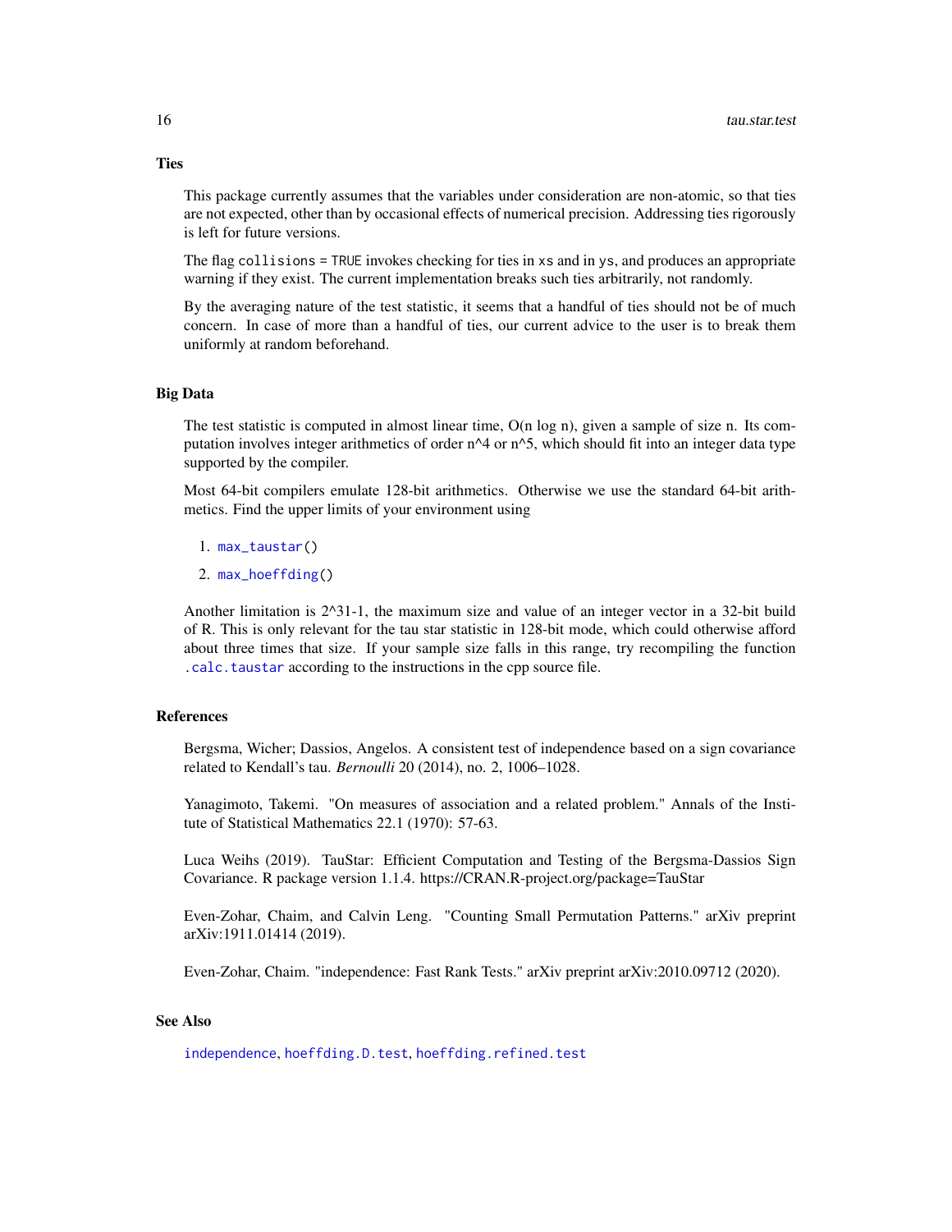### Ties

This package currently assumes that the variables under consideration are non-atomic, so that ties are not expected, other than by occasional effects of numerical precision. Addressing ties rigorously is left for future versions.

The flag `collisions = TRUE` invokes checking for ties in `xs` and in `ys`, and produces an appropriate warning if they exist. The current implementation breaks such ties arbitrarily, not randomly.

By the averaging nature of the test statistic, it seems that a handful of ties should not be of much concern. In case of more than a handful of ties, our current advice to the user is to break them uniformly at random beforehand.

### Big Data

The test statistic is computed in almost linear time, O(n log n), given a sample of size n. Its computation involves integer arithmetics of order n^4 or n^5, which should fit into an integer data type supported by the compiler.

Most 64-bit compilers emulate 128-bit arithmetics. Otherwise we use the standard 64-bit arithmetics. Find the upper limits of your environment using

1. `max_taustar()`
2. `max_hoeffding()`

Another limitation is 2^31-1, the maximum size and value of an integer vector in a 32-bit build of R. This is only relevant for the tau star statistic in 128-bit mode, which could otherwise afford about three times that size. If your sample size falls in this range, try recompiling the function `.calc.taustar` according to the instructions in the cpp source file.

### References

Bergsma, Wicher; Dassios, Angelos. A consistent test of independence based on a sign covariance related to Kendall's tau. *Bernoulli* 20 (2014), no. 2, 1006–1028.

Yanagimoto, Takemi. "On measures of association and a related problem." Annals of the Institute of Statistical Mathematics 22.1 (1970): 57-63.

Luca Weihs (2019). TauStar: Efficient Computation and Testing of the Bergsma-Dassios Sign Covariance. R package version 1.1.4. https://CRAN.R-project.org/package=TauStar

Even-Zohar, Chaim, and Calvin Leng. "Counting Small Permutation Patterns." arXiv preprint arXiv:1911.01414 (2019).

Even-Zohar, Chaim. "independence: Fast Rank Tests." arXiv preprint arXiv:2010.09712 (2020).

### See Also

`independence`, `hoeffding.D.test`, `hoeffding.refined.test`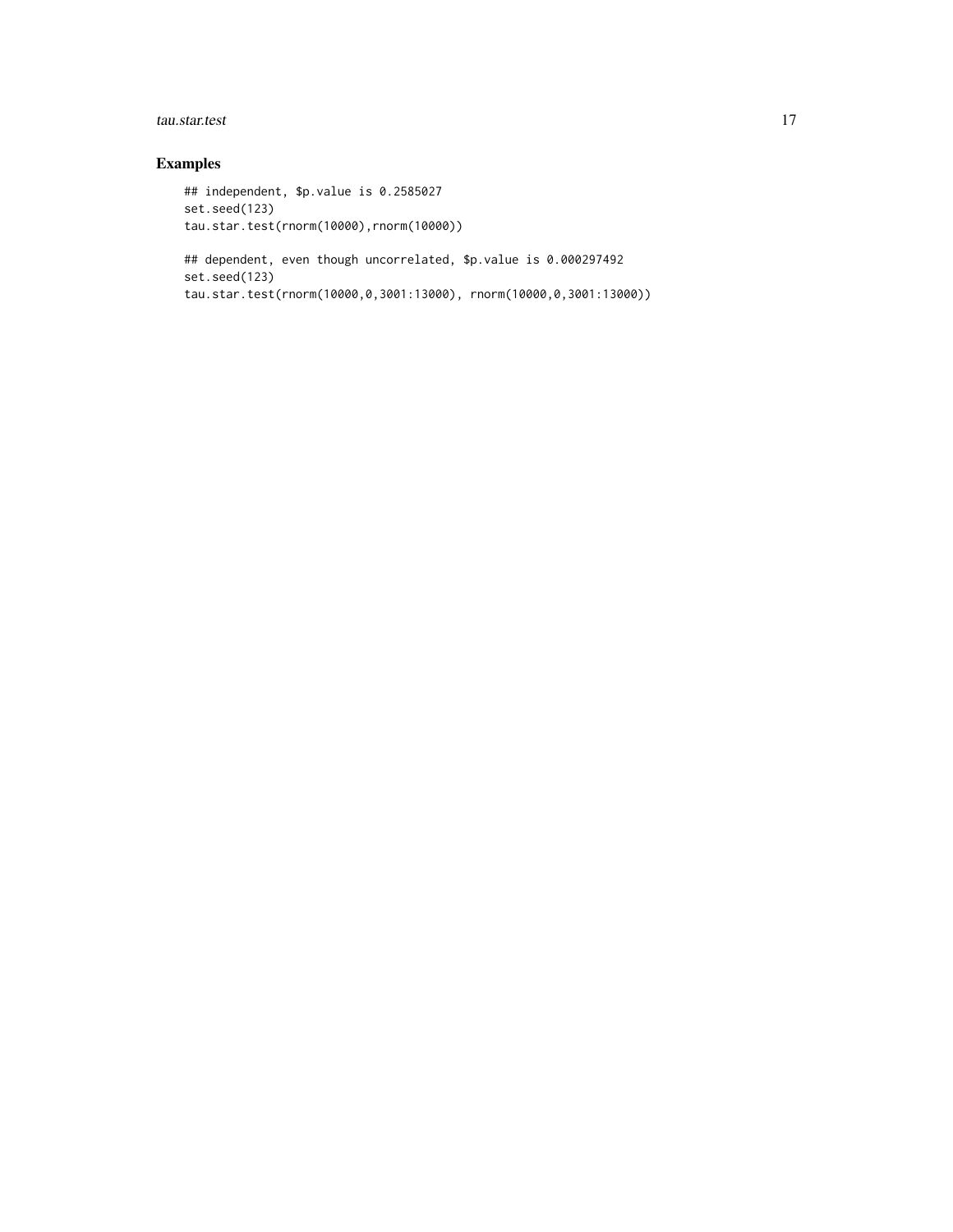## Examples

```
## independent, $p.value is 0.2585027
set.seed(123)
tau.star.test(rnorm(10000),rnorm(10000))

## dependent, even though uncorrelated, $p.value is 0.000297492
set.seed(123)
tau.star.test(rnorm(10000,0,3001:13000), rnorm(10000,0,3001:13000))
```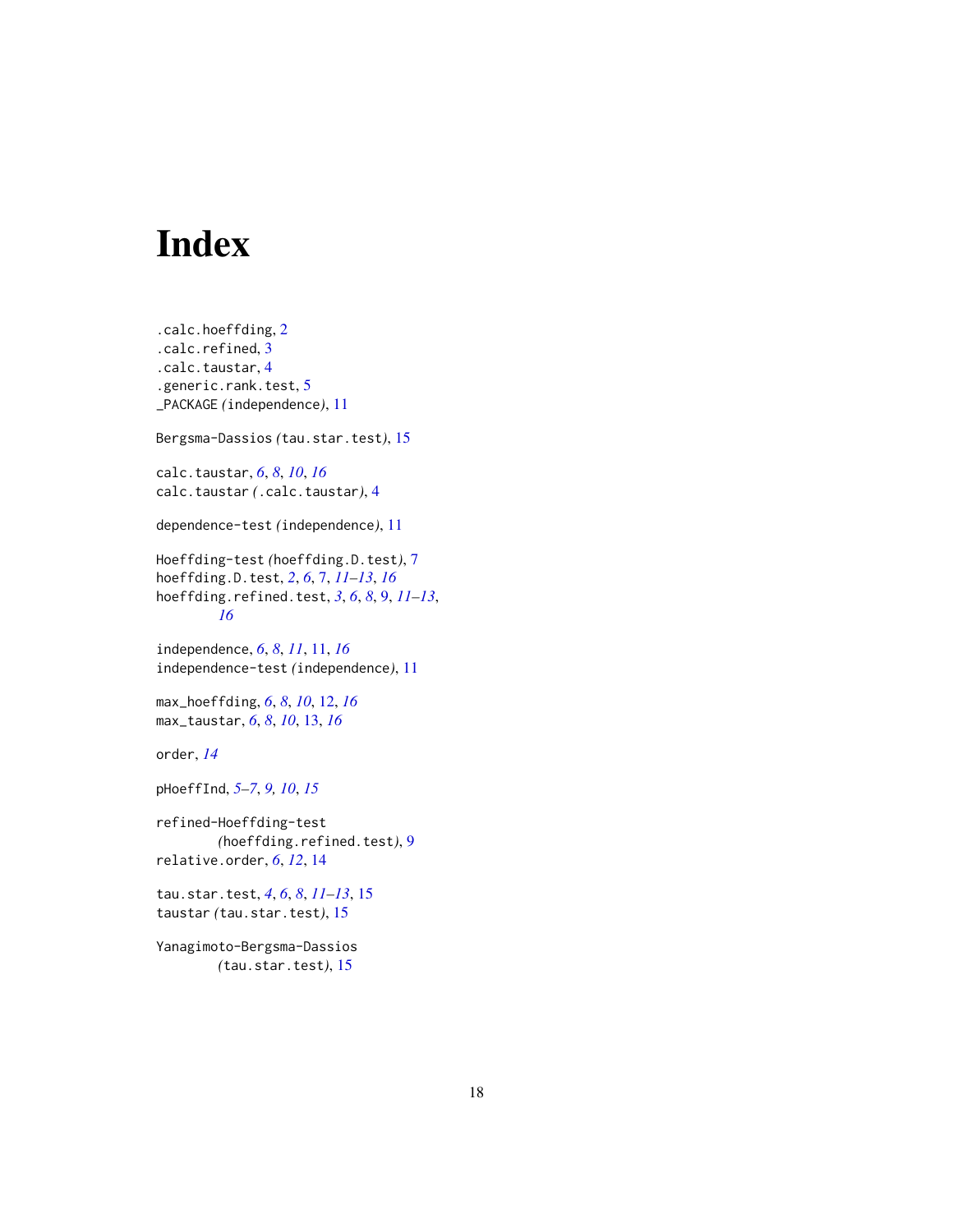# Index

.calc.hoeffding, 2
.calc.refined, 3
.calc.taustar, 4
.generic.rank.test, 5
_PACKAGE *(*independence*)*, 11

Bergsma-Dassios *(*tau.star.test*)*, 15

calc.taustar, *6*, *8*, *10*, *16*
calc.taustar *(*.calc.taustar*)*, 4

dependence-test *(*independence*)*, 11

Hoeffding-test *(*hoeffding.D.test*)*, 7
hoeffding.D.test, *2*, *6*, 7, *11–13*, *16*
hoeffding.refined.test, *3*, *6*, *8*, 9, *11–13*, *16*

independence, *6*, *8*, *11*, 11, *16*
independence-test *(*independence*)*, 11

max_hoeffding, *6*, *8*, *10*, 12, *16*
max_taustar, *6*, *8*, *10*, 13, *16*

order, *14*

pHoeffInd, *5–7*, *9*, *10*, *15*

refined-Hoeffding-test *(*hoeffding.refined.test*)*, 9
relative.order, *6*, *12*, 14

tau.star.test, *4*, *6*, *8*, *11–13*, 15
taustar *(*tau.star.test*)*, 15

Yanagimoto-Bergsma-Dassios *(*tau.star.test*)*, 15